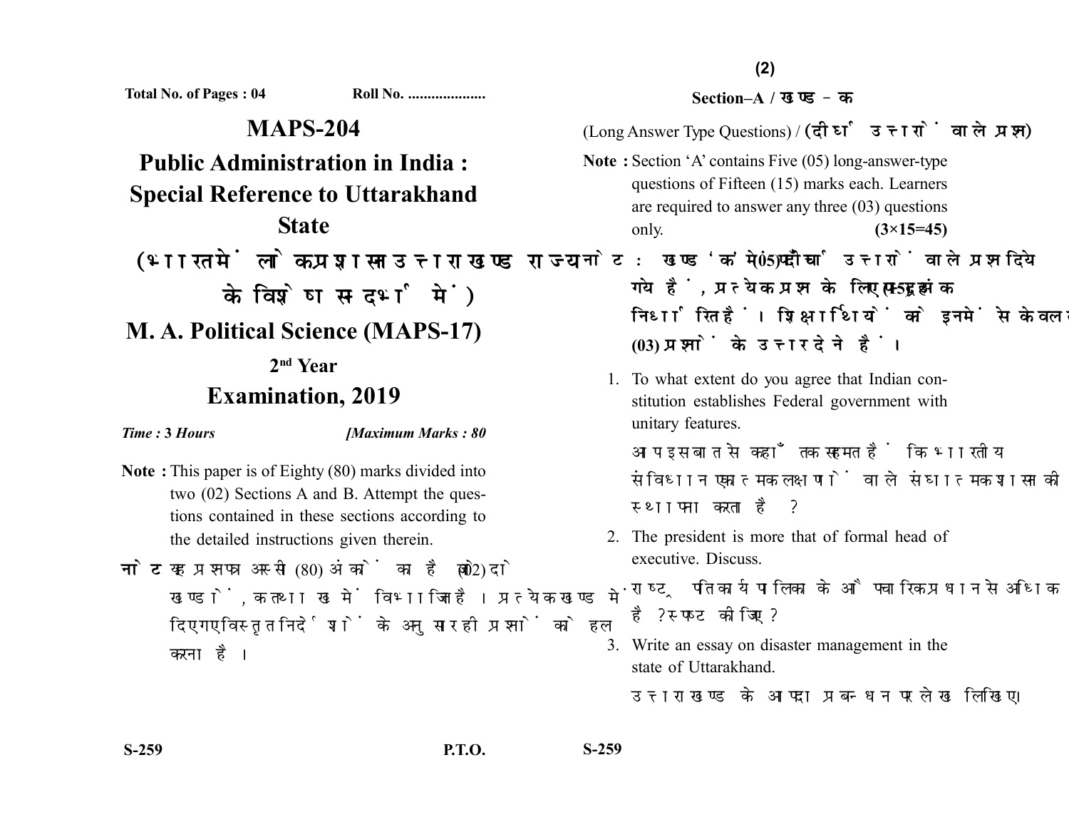Total No. of Pages : 04 Roll No. ....................

# MAPS-204

# Public Administration in India : Special Reference to Uttarakhand State

## (भारत में लोक प्रशासन उत्तराखण्ड राज्य के विशेष सन्दर्भ में)

# M. A. Political Science (MAPS-17)

## 2nd Year

# Examination, 2019

*Time :* **3 Hours** *[Maximum Marks : 80*

**Note :** This paper is of Eighty (80) marks divided into two (02) Sections A and B. Attempt the questions contained in these sections according to the detailed instructions given therein.

**नोट :** यह प्रश्न पत्र अस्सी (80) अंकों का है जो दो (02) खण्डों, क तथा ख में विभाजित है। प्रत्येक खण्ड में दिए गए विस्तृत निर्देशों के अनुसार ही प्रश्नों को हल करना है।

## Section–A / खण्ड–क

(Long Answer Type Questions) / **(दीर्घ उत्तरों वाले प्रश्न)**

**Note :** Section 'A' contains Five (05) long-answer-type questions of Fifteen (15) marks each. Learners are required to answer any three (03) questions only. **(3×15=45)**

**नोट :** खण्ड 'क' में पाँच (05) दीर्घ उत्तरों वाले प्रश्न दिये गये हैं, प्रत्येक प्रश्न के लिए पन्द्रह (15) अंक निर्धारित हैं। शिक्षार्थियों को इनमें से केवल तीन (03) प्रश्नों के उत्तर देने हैं।

1. To what extent do you agree that Indian constitution establishes Federal government with unitary features.

   आप इस बात से कहाँ तक सहमत हैं कि भारतीय संविधान एकात्मक लक्षणों वाले संघात्मक शासन की स्थापना करता है?

2. The president is more that of formal head of executive. Discuss.

   राष्ट्रपति कार्यपालिका के औपचारिक प्रधान से अधिक है? स्पष्ट कीजिए?

3. Write an essay on disaster management in the state of Uttarakhand.

   उत्तराखण्ड के आपदा प्रबन्धन पर लेख लिखिए।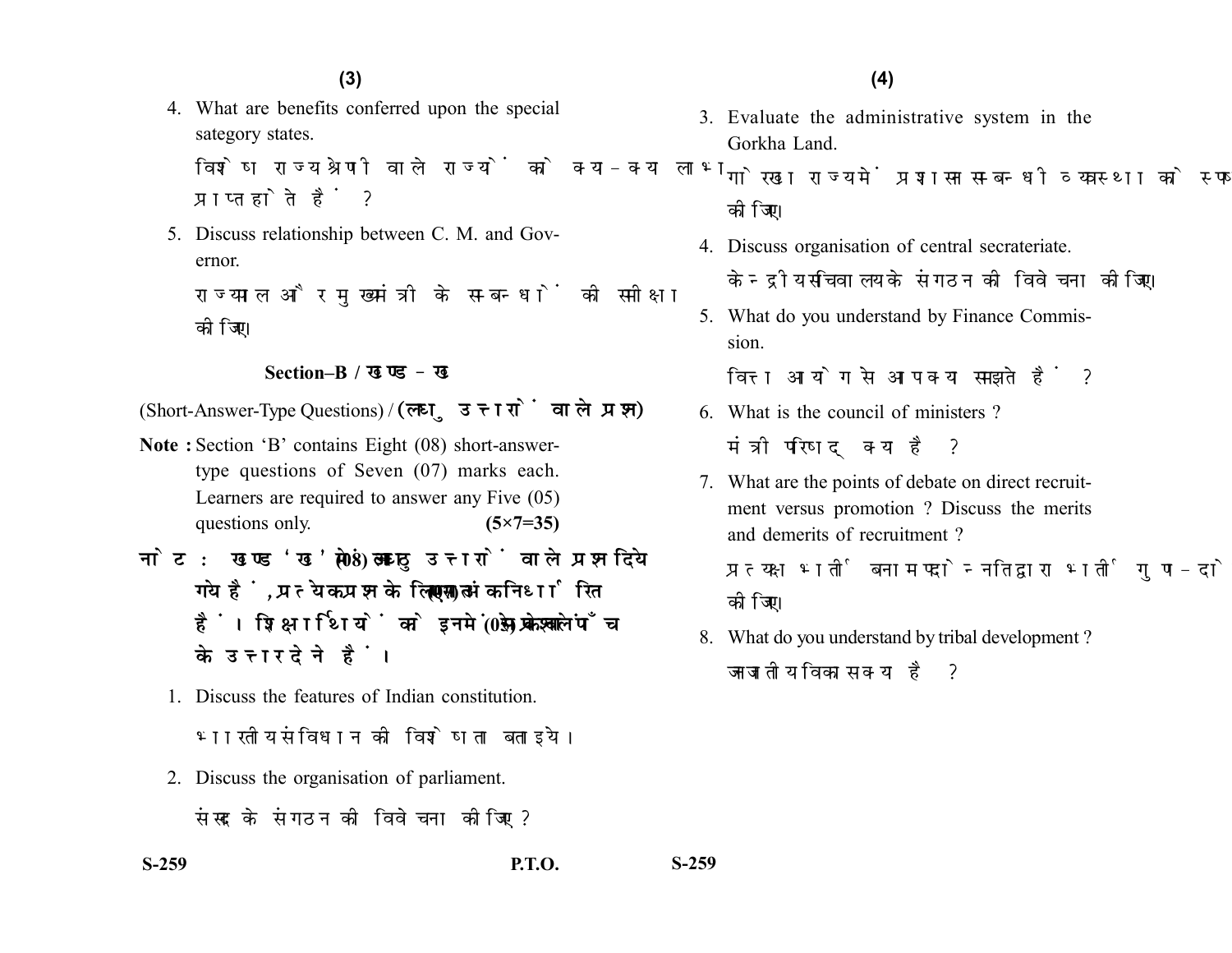4. What are benefits conferred upon the special sategory states.

   विशेष राज्य श्रेणी वाले राज्यों को क्या-क्या लाभ प्राप्त होते हैं ?

5. Discuss relationship between C. M. and Governor.

   राज्यपाल और मुख्यमंत्री के सम्बन्धों की समीक्षा कीजिए।

### Section–B / खण्ड–ख

(Short-Answer-Type Questions) / **(लघु उत्तरों वाले प्रश्न)**

**Note :** Section 'B' contains Eight (08) short-answer-type questions of Seven (07) marks each. Learners are required to answer any Five (05) questions only. **(5×7=35)**

**नोट :** खण्ड 'ख' में आठ **(08)** लघु उत्तरों वाले प्रश्न दिये गये हैं, प्रत्येक प्रश्न के लिए सात **(07)** अंक निर्धारित हैं। शिक्षार्थियों को इनमें से केवल पाँच **(05)** प्रश्नों के उत्तर देने हैं।

1. Discuss the features of Indian constitution.

   भारतीय संविधान की विशेषता बताइये।

2. Discuss the organisation of parliament.

   संसद के संगठन की विवेचना कीजिए ?

3. Evaluate the administrative system in the Gorkha Land.

   गोरखा राज्य में प्रशासन सम्बन्धी व्यवस्था को स्पष्ट कीजिए।

4. Discuss organisation of central secreteriate.

   केन्द्रीय सचिवालय के संगठन की विवेचना कीजिए।

5. What do you understand by Finance Commission.

   वित्त आयोग से आप क्या समझते हैं ?

6. What is the council of ministers ?

   मंत्री परिषद् क्या है ?

7. What are the points of debate on direct recruitment versus promotion ? Discuss the merits and demerits of recruitment ?

   प्रत्यक्ष भर्ती बनाम पदोन्नति द्वारा भर्ती गुण-दोष कीजिए।

8. What do you understand by tribal development ?

   जनजातीय विकास क्या है ?